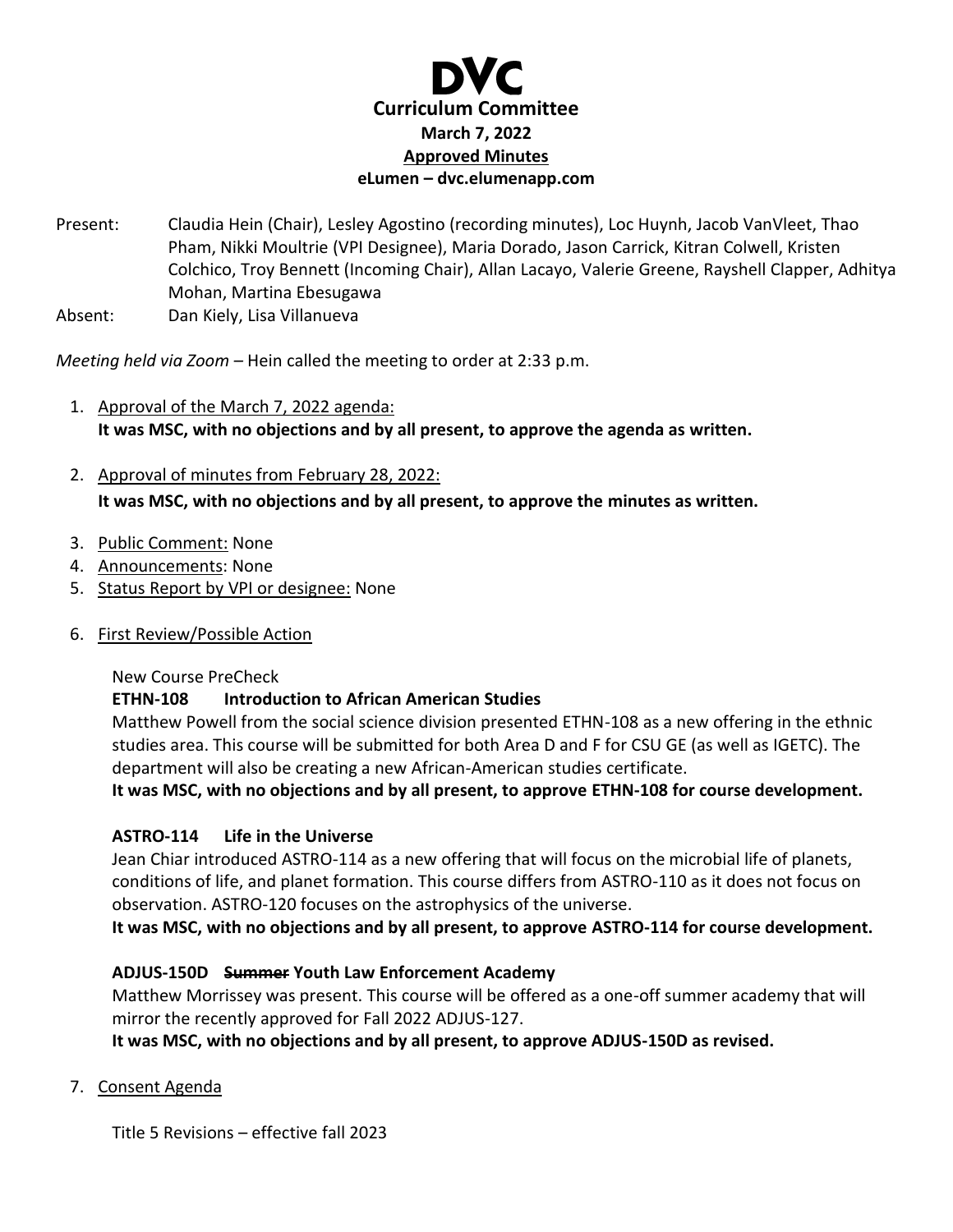# DVC

## Curriculum Committee

**March 7, 2022**

**Approved Minutes**

**eLumen – dvc.elumenapp.com**

Present: Claudia Hein (Chair), Lesley Agostino (recording minutes), Loc Huynh, Jacob VanVleet, Thao Pham, Nikki Moultrie (VPI Designee), Maria Dorado, Jason Carrick, Kitran Colwell, Kristen Colchico, Troy Bennett (Incoming Chair), Allan Lacayo, Valerie Greene, Rayshell Clapper, Adhitya Mohan, Martina Ebesugawa

Absent: Dan Kiely, Lisa Villanueva

*Meeting held via Zoom* – Hein called the meeting to order at 2:33 p.m.

1. Approval of the March 7, 2022 agenda:
   **It was MSC, with no objections and by all present, to approve the agenda as written.**

2. Approval of minutes from February 28, 2022:
   **It was MSC, with no objections and by all present, to approve the minutes as written.**

3. Public Comment: None
4. Announcements: None
5. Status Report by VPI or designee: None
6. First Review/Possible Action

   New Course PreCheck

   **ETHN-108 Introduction to African American Studies**

   Matthew Powell from the social science division presented ETHN-108 as a new offering in the ethnic studies area. This course will be submitted for both Area D and F for CSU GE (as well as IGETC). The department will also be creating a new African-American studies certificate.

   **It was MSC, with no objections and by all present, to approve ETHN-108 for course development.**

   **ASTRO-114 Life in the Universe**

   Jean Chiar introduced ASTRO-114 as a new offering that will focus on the microbial life of planets, conditions of life, and planet formation. This course differs from ASTRO-110 as it does not focus on observation. ASTRO-120 focuses on the astrophysics of the universe.

   **It was MSC, with no objections and by all present, to approve ASTRO-114 for course development.**

   **ADJUS-150D ~~Summer~~ Youth Law Enforcement Academy**

   Matthew Morrissey was present. This course will be offered as a one-off summer academy that will mirror the recently approved for Fall 2022 ADJUS-127.

   **It was MSC, with no objections and by all present, to approve ADJUS-150D as revised.**

7. Consent Agenda

   Title 5 Revisions – effective fall 2023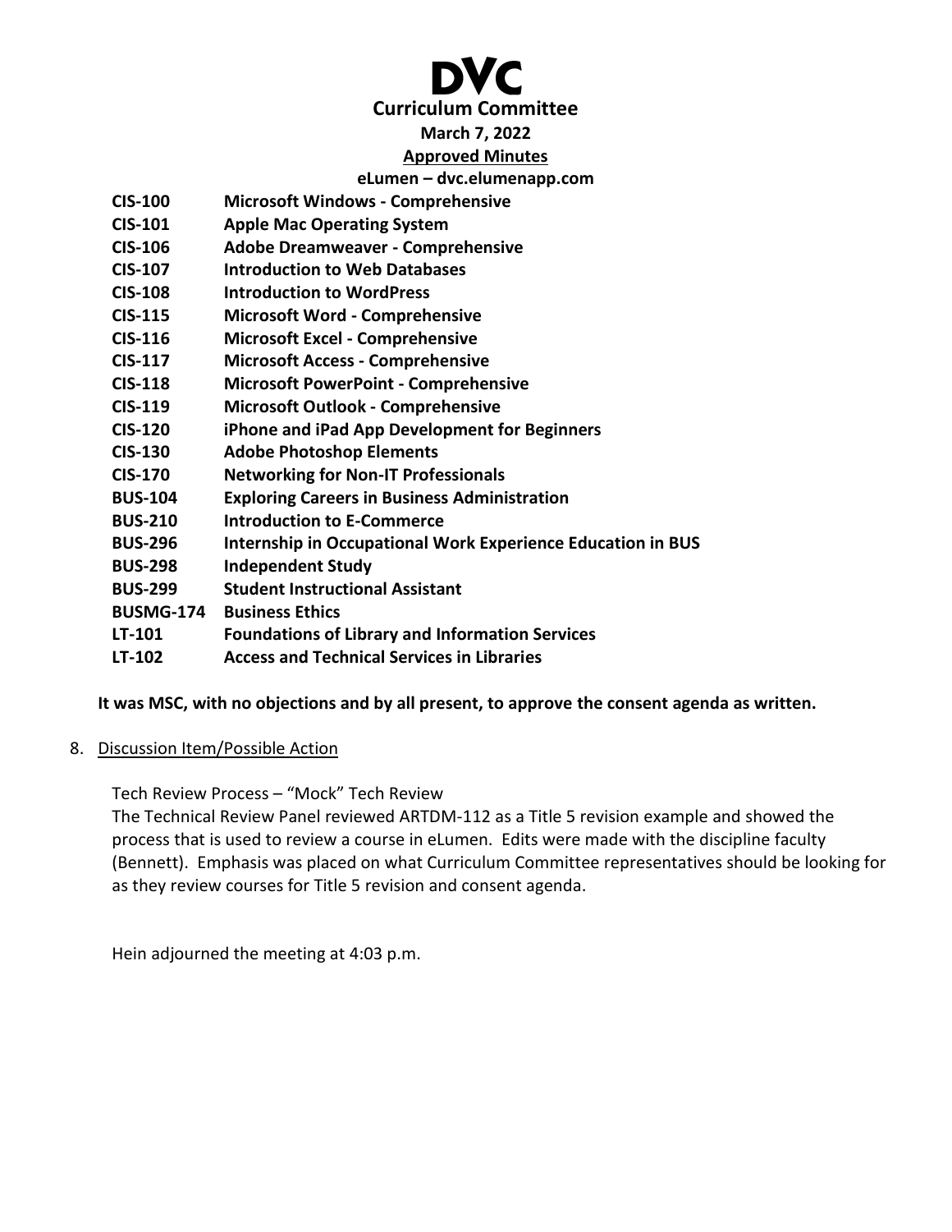# DVC

**Curriculum Committee**
**March 7, 2022**
**Approved Minutes**
**eLumen – dvc.elumenapp.com**

| | |
|---|---|
| **CIS-100** | **Microsoft Windows - Comprehensive** |
| **CIS-101** | **Apple Mac Operating System** |
| **CIS-106** | **Adobe Dreamweaver - Comprehensive** |
| **CIS-107** | **Introduction to Web Databases** |
| **CIS-108** | **Introduction to WordPress** |
| **CIS-115** | **Microsoft Word - Comprehensive** |
| **CIS-116** | **Microsoft Excel - Comprehensive** |
| **CIS-117** | **Microsoft Access - Comprehensive** |
| **CIS-118** | **Microsoft PowerPoint - Comprehensive** |
| **CIS-119** | **Microsoft Outlook - Comprehensive** |
| **CIS-120** | **iPhone and iPad App Development for Beginners** |
| **CIS-130** | **Adobe Photoshop Elements** |
| **CIS-170** | **Networking for Non-IT Professionals** |
| **BUS-104** | **Exploring Careers in Business Administration** |
| **BUS-210** | **Introduction to E-Commerce** |
| **BUS-296** | **Internship in Occupational Work Experience Education in BUS** |
| **BUS-298** | **Independent Study** |
| **BUS-299** | **Student Instructional Assistant** |
| **BUSMG-174** | **Business Ethics** |
| **LT-101** | **Foundations of Library and Information Services** |
| **LT-102** | **Access and Technical Services in Libraries** |

**It was MSC, with no objections and by all present, to approve the consent agenda as written.**

8. Discussion Item/Possible Action

   Tech Review Process – "Mock" Tech Review
   The Technical Review Panel reviewed ARTDM-112 as a Title 5 revision example and showed the process that is used to review a course in eLumen. Edits were made with the discipline faculty (Bennett). Emphasis was placed on what Curriculum Committee representatives should be looking for as they review courses for Title 5 revision and consent agenda.

   Hein adjourned the meeting at 4:03 p.m.